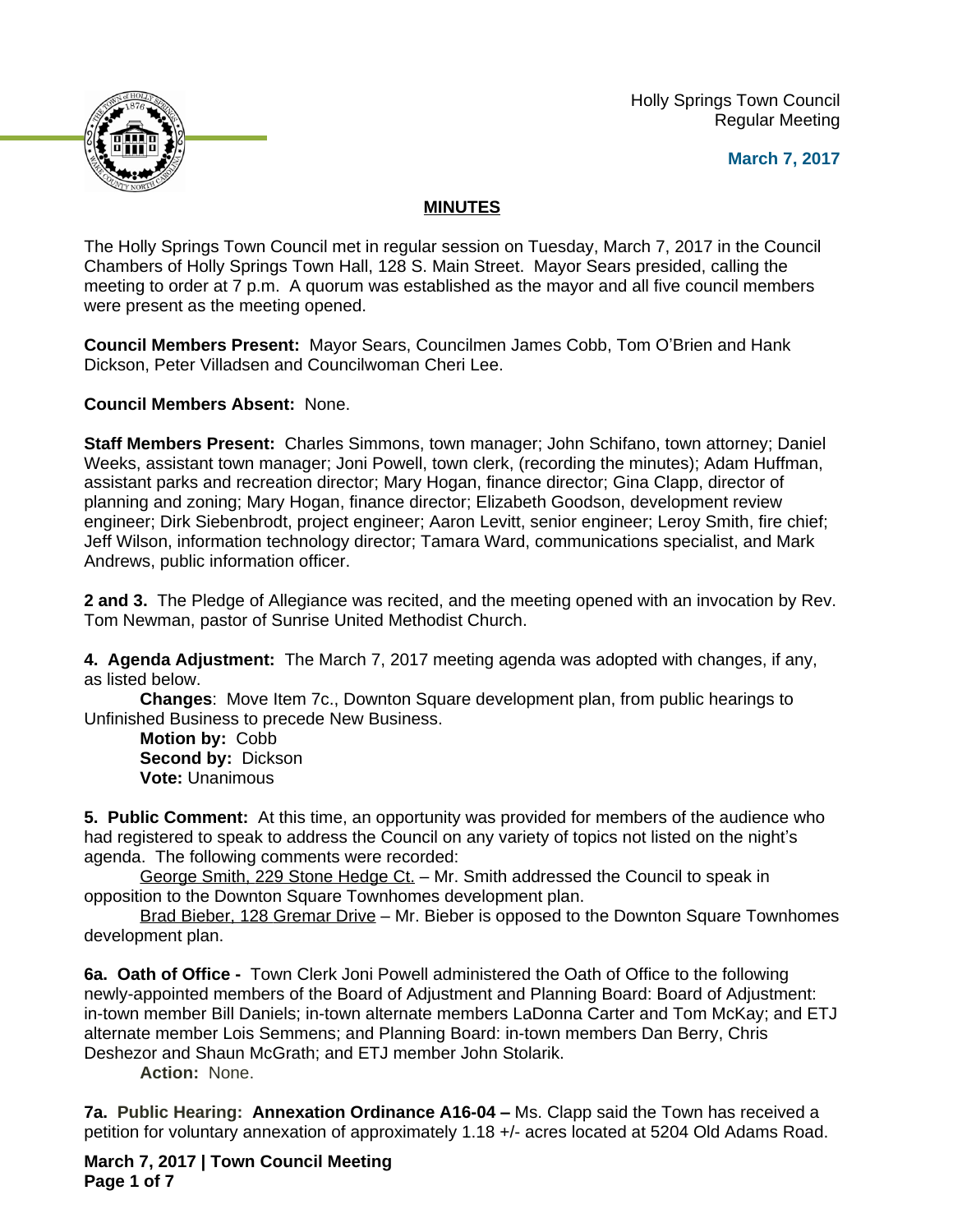Holly Springs Town Council
Regular Meeting

**March 7, 2017**

## MINUTES

The Holly Springs Town Council met in regular session on Tuesday, March 7, 2017 in the Council Chambers of Holly Springs Town Hall, 128 S. Main Street. Mayor Sears presided, calling the meeting to order at 7 p.m. A quorum was established as the mayor and all five council members were present as the meeting opened.

**Council Members Present:** Mayor Sears, Councilmen James Cobb, Tom O'Brien and Hank Dickson, Peter Villadsen and Councilwoman Cheri Lee.

**Council Members Absent:** None.

**Staff Members Present:** Charles Simmons, town manager; John Schifano, town attorney; Daniel Weeks, assistant town manager; Joni Powell, town clerk, (recording the minutes); Adam Huffman, assistant parks and recreation director; Mary Hogan, finance director; Gina Clapp, director of planning and zoning; Mary Hogan, finance director; Elizabeth Goodson, development review engineer; Dirk Siebenbrodt, project engineer; Aaron Levitt, senior engineer; Leroy Smith, fire chief; Jeff Wilson, information technology director; Tamara Ward, communications specialist, and Mark Andrews, public information officer.

**2 and 3.** The Pledge of Allegiance was recited, and the meeting opened with an invocation by Rev. Tom Newman, pastor of Sunrise United Methodist Church.

**4. Agenda Adjustment:** The March 7, 2017 meeting agenda was adopted with changes, if any, as listed below.

**Changes**: Move Item 7c., Downton Square development plan, from public hearings to Unfinished Business to precede New Business.

**Motion by:** Cobb
**Second by:** Dickson
**Vote:** Unanimous

**5. Public Comment:** At this time, an opportunity was provided for members of the audience who had registered to speak to address the Council on any variety of topics not listed on the night's agenda. The following comments were recorded:

George Smith, 229 Stone Hedge Ct. – Mr. Smith addressed the Council to speak in opposition to the Downton Square Townhomes development plan.

Brad Bieber, 128 Gremar Drive – Mr. Bieber is opposed to the Downton Square Townhomes development plan.

**6a. Oath of Office -** Town Clerk Joni Powell administered the Oath of Office to the following newly-appointed members of the Board of Adjustment and Planning Board: Board of Adjustment: in-town member Bill Daniels; in-town alternate members LaDonna Carter and Tom McKay; and ETJ alternate member Lois Semmens; and Planning Board: in-town members Dan Berry, Chris Deshezor and Shaun McGrath; and ETJ member John Stolarik.

**Action:** None.

**7a. Public Hearing: Annexation Ordinance A16-04 –** Ms. Clapp said the Town has received a petition for voluntary annexation of approximately 1.18 +/- acres located at 5204 Old Adams Road.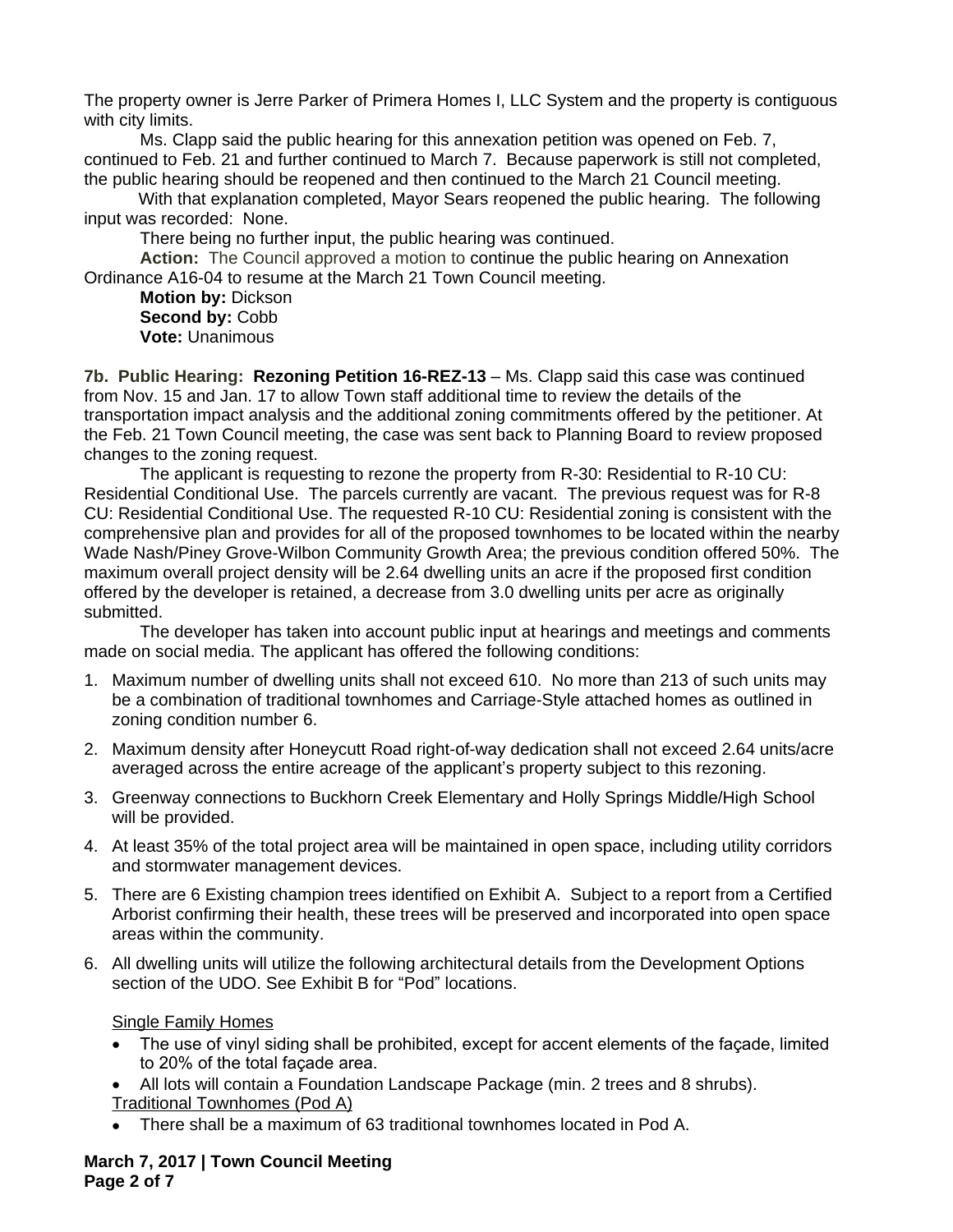The property owner is Jerre Parker of Primera Homes I, LLC System and the property is contiguous with city limits.

Ms. Clapp said the public hearing for this annexation petition was opened on Feb. 7, continued to Feb. 21 and further continued to March 7. Because paperwork is still not completed, the public hearing should be reopened and then continued to the March 21 Council meeting.

With that explanation completed, Mayor Sears reopened the public hearing. The following input was recorded: None.

There being no further input, the public hearing was continued.

**Action:** The Council approved a motion to continue the public hearing on Annexation Ordinance A16-04 to resume at the March 21 Town Council meeting.

**Motion by:** Dickson
**Second by:** Cobb
**Vote:** Unanimous

**7b. Public Hearing: Rezoning Petition 16-REZ-13** – Ms. Clapp said this case was continued from Nov. 15 and Jan. 17 to allow Town staff additional time to review the details of the transportation impact analysis and the additional zoning commitments offered by the petitioner. At the Feb. 21 Town Council meeting, the case was sent back to Planning Board to review proposed changes to the zoning request.

The applicant is requesting to rezone the property from R-30: Residential to R-10 CU: Residential Conditional Use. The parcels currently are vacant. The previous request was for R-8 CU: Residential Conditional Use. The requested R-10 CU: Residential zoning is consistent with the comprehensive plan and provides for all of the proposed townhomes to be located within the nearby Wade Nash/Piney Grove-Wilbon Community Growth Area; the previous condition offered 50%. The maximum overall project density will be 2.64 dwelling units an acre if the proposed first condition offered by the developer is retained, a decrease from 3.0 dwelling units per acre as originally submitted.

The developer has taken into account public input at hearings and meetings and comments made on social media. The applicant has offered the following conditions:

1. Maximum number of dwelling units shall not exceed 610. No more than 213 of such units may be a combination of traditional townhomes and Carriage-Style attached homes as outlined in zoning condition number 6.
2. Maximum density after Honeycutt Road right-of-way dedication shall not exceed 2.64 units/acre averaged across the entire acreage of the applicant's property subject to this rezoning.
3. Greenway connections to Buckhorn Creek Elementary and Holly Springs Middle/High School will be provided.
4. At least 35% of the total project area will be maintained in open space, including utility corridors and stormwater management devices.
5. There are 6 Existing champion trees identified on Exhibit A. Subject to a report from a Certified Arborist confirming their health, these trees will be preserved and incorporated into open space areas within the community.
6. All dwelling units will utilize the following architectural details from the Development Options section of the UDO. See Exhibit B for "Pod" locations.

   Single Family Homes
   - The use of vinyl siding shall be prohibited, except for accent elements of the façade, limited to 20% of the total façade area.
   - All lots will contain a Foundation Landscape Package (min. 2 trees and 8 shrubs).

   Traditional Townhomes (Pod A)
   - There shall be a maximum of 63 traditional townhomes located in Pod A.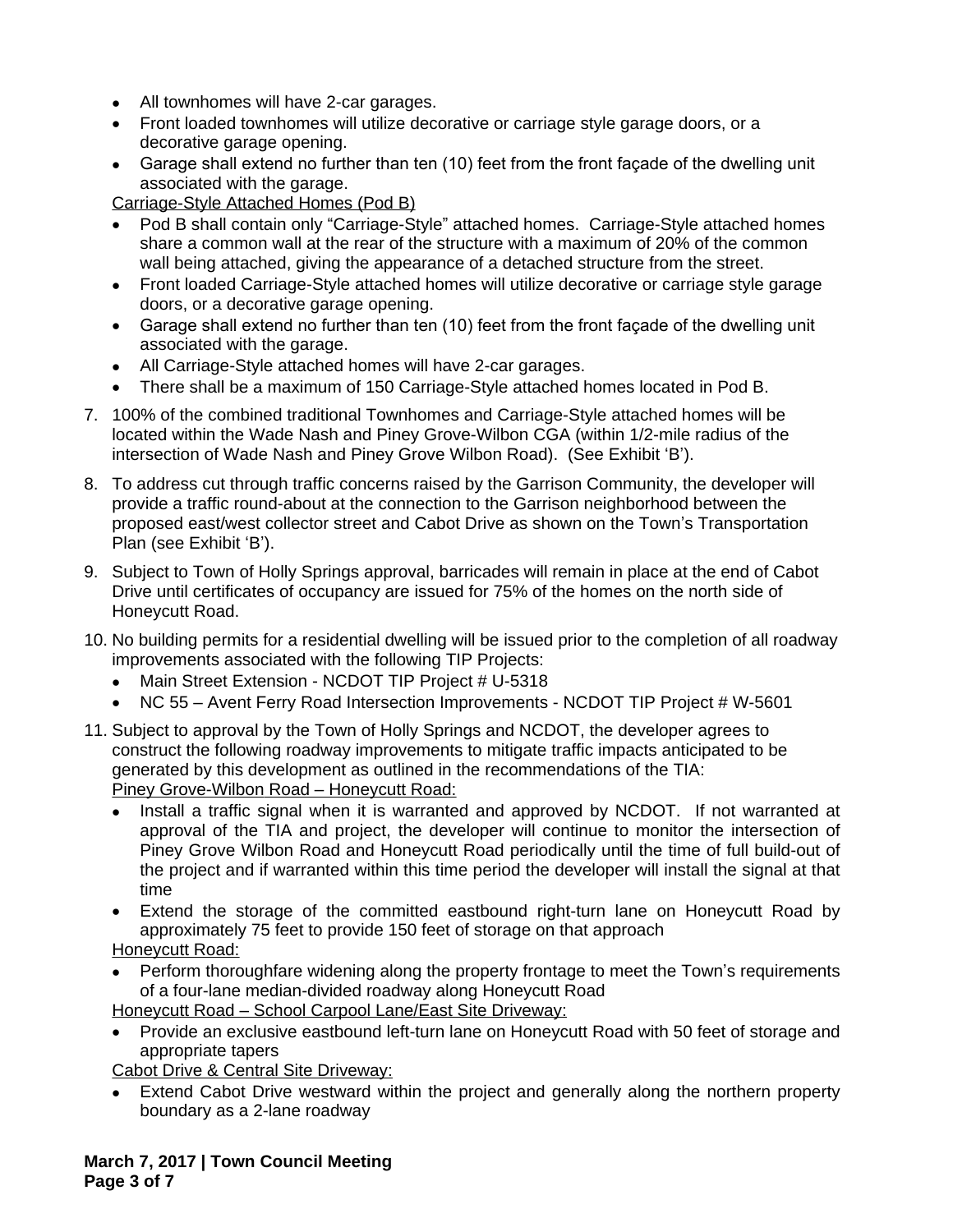- All townhomes will have 2-car garages.
- Front loaded townhomes will utilize decorative or carriage style garage doors, or a decorative garage opening.
- Garage shall extend no further than ten (10) feet from the front façade of the dwelling unit associated with the garage.

<u>Carriage-Style Attached Homes (Pod B)</u>

- Pod B shall contain only "Carriage-Style" attached homes. Carriage-Style attached homes share a common wall at the rear of the structure with a maximum of 20% of the common wall being attached, giving the appearance of a detached structure from the street.
- Front loaded Carriage-Style attached homes will utilize decorative or carriage style garage doors, or a decorative garage opening.
- Garage shall extend no further than ten (10) feet from the front façade of the dwelling unit associated with the garage.
- All Carriage-Style attached homes will have 2-car garages.
- There shall be a maximum of 150 Carriage-Style attached homes located in Pod B.

7. 100% of the combined traditional Townhomes and Carriage-Style attached homes will be located within the Wade Nash and Piney Grove-Wilbon CGA (within 1/2-mile radius of the intersection of Wade Nash and Piney Grove Wilbon Road). (See Exhibit 'B').

8. To address cut through traffic concerns raised by the Garrison Community, the developer will provide a traffic round-about at the connection to the Garrison neighborhood between the proposed east/west collector street and Cabot Drive as shown on the Town's Transportation Plan (see Exhibit 'B').

9. Subject to Town of Holly Springs approval, barricades will remain in place at the end of Cabot Drive until certificates of occupancy are issued for 75% of the homes on the north side of Honeycutt Road.

10. No building permits for a residential dwelling will be issued prior to the completion of all roadway improvements associated with the following TIP Projects:
    - Main Street Extension - NCDOT TIP Project # U-5318
    - NC 55 – Avent Ferry Road Intersection Improvements - NCDOT TIP Project # W-5601

11. Subject to approval by the Town of Holly Springs and NCDOT, the developer agrees to construct the following roadway improvements to mitigate traffic impacts anticipated to be generated by this development as outlined in the recommendations of the TIA:

    <u>Piney Grove-Wilbon Road – Honeycutt Road:</u>

    - Install a traffic signal when it is warranted and approved by NCDOT. If not warranted at approval of the TIA and project, the developer will continue to monitor the intersection of Piney Grove Wilbon Road and Honeycutt Road periodically until the time of full build-out of the project and if warranted within this time period the developer will install the signal at that time
    - Extend the storage of the committed eastbound right-turn lane on Honeycutt Road by approximately 75 feet to provide 150 feet of storage on that approach

    <u>Honeycutt Road:</u>

    - Perform thoroughfare widening along the property frontage to meet the Town's requirements of a four-lane median-divided roadway along Honeycutt Road

    <u>Honeycutt Road – School Carpool Lane/East Site Driveway:</u>

    - Provide an exclusive eastbound left-turn lane on Honeycutt Road with 50 feet of storage and appropriate tapers

    <u>Cabot Drive & Central Site Driveway:</u>

    - Extend Cabot Drive westward within the project and generally along the northern property boundary as a 2-lane roadway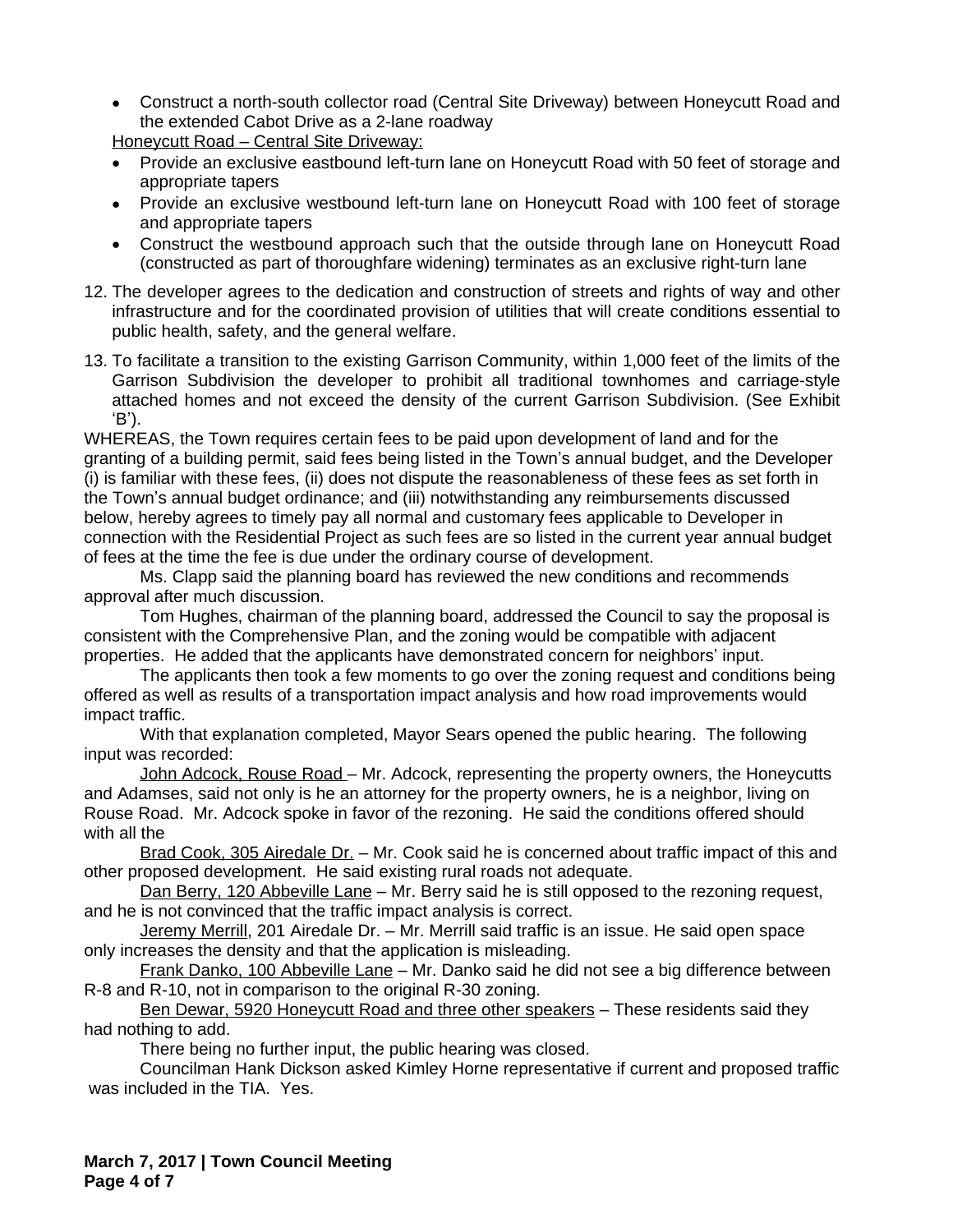- Construct a north-south collector road (Central Site Driveway) between Honeycutt Road and the extended Cabot Drive as a 2-lane roadway

Honeycutt Road – Central Site Driveway:

- Provide an exclusive eastbound left-turn lane on Honeycutt Road with 50 feet of storage and appropriate tapers
- Provide an exclusive westbound left-turn lane on Honeycutt Road with 100 feet of storage and appropriate tapers
- Construct the westbound approach such that the outside through lane on Honeycutt Road (constructed as part of thoroughfare widening) terminates as an exclusive right-turn lane

12. The developer agrees to the dedication and construction of streets and rights of way and other infrastructure and for the coordinated provision of utilities that will create conditions essential to public health, safety, and the general welfare.

13. To facilitate a transition to the existing Garrison Community, within 1,000 feet of the limits of the Garrison Subdivision the developer to prohibit all traditional townhomes and carriage-style attached homes and not exceed the density of the current Garrison Subdivision. (See Exhibit 'B').

WHEREAS, the Town requires certain fees to be paid upon development of land and for the granting of a building permit, said fees being listed in the Town's annual budget, and the Developer (i) is familiar with these fees, (ii) does not dispute the reasonableness of these fees as set forth in the Town's annual budget ordinance; and (iii) notwithstanding any reimbursements discussed below, hereby agrees to timely pay all normal and customary fees applicable to Developer in connection with the Residential Project as such fees are so listed in the current year annual budget of fees at the time the fee is due under the ordinary course of development.

Ms. Clapp said the planning board has reviewed the new conditions and recommends approval after much discussion.

Tom Hughes, chairman of the planning board, addressed the Council to say the proposal is consistent with the Comprehensive Plan, and the zoning would be compatible with adjacent properties. He added that the applicants have demonstrated concern for neighbors' input.

The applicants then took a few moments to go over the zoning request and conditions being offered as well as results of a transportation impact analysis and how road improvements would impact traffic.

With that explanation completed, Mayor Sears opened the public hearing. The following input was recorded:

John Adcock, Rouse Road – Mr. Adcock, representing the property owners, the Honeycutts and Adamses, said not only is he an attorney for the property owners, he is a neighbor, living on Rouse Road. Mr. Adcock spoke in favor of the rezoning. He said the conditions offered should with all the

Brad Cook, 305 Airedale Dr. – Mr. Cook said he is concerned about traffic impact of this and other proposed development. He said existing rural roads not adequate.

Dan Berry, 120 Abbeville Lane – Mr. Berry said he is still opposed to the rezoning request, and he is not convinced that the traffic impact analysis is correct.

Jeremy Merrill, 201 Airedale Dr. – Mr. Merrill said traffic is an issue. He said open space only increases the density and that the application is misleading.

Frank Danko, 100 Abbeville Lane – Mr. Danko said he did not see a big difference between R-8 and R-10, not in comparison to the original R-30 zoning.

Ben Dewar, 5920 Honeycutt Road and three other speakers – These residents said they had nothing to add.

There being no further input, the public hearing was closed.

Councilman Hank Dickson asked Kimley Horne representative if current and proposed traffic was included in the TIA. Yes.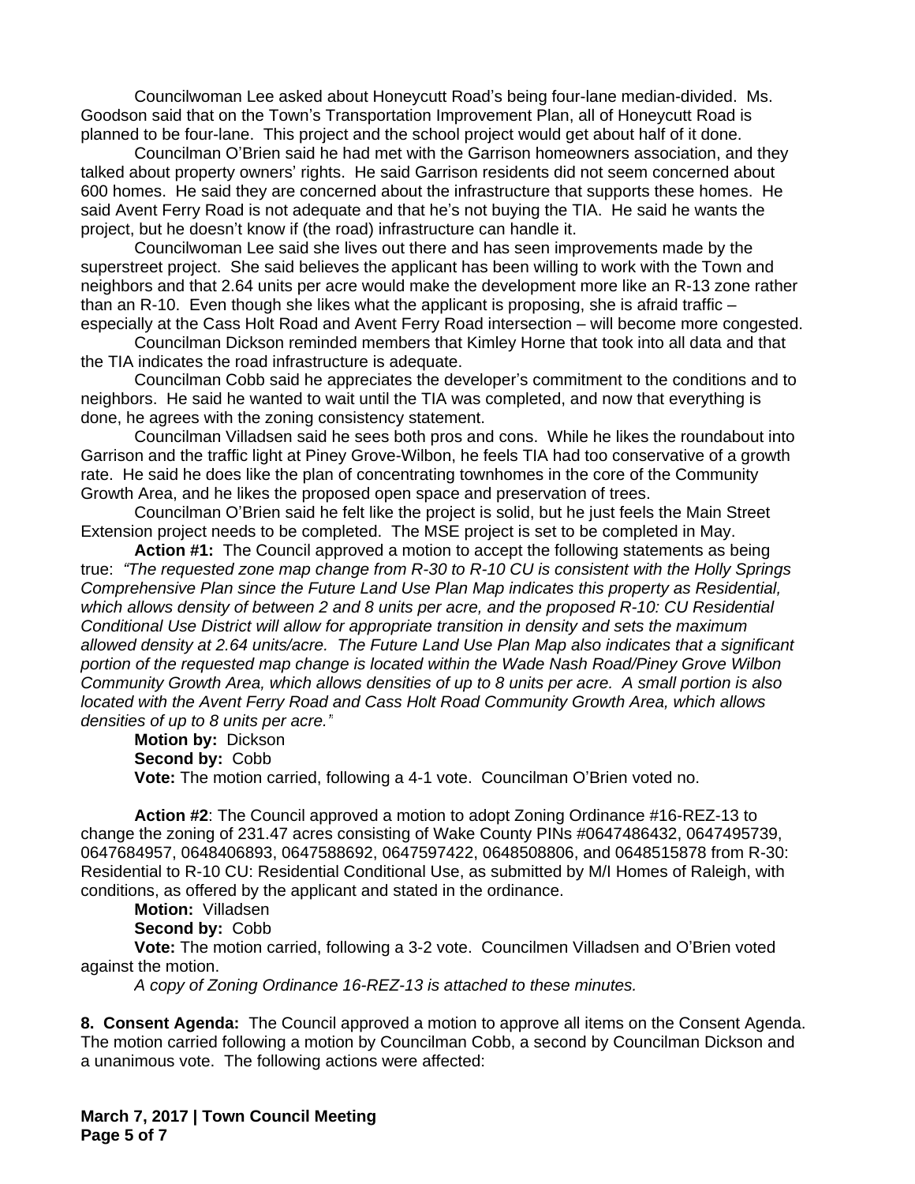Councilwoman Lee asked about Honeycutt Road's being four-lane median-divided. Ms. Goodson said that on the Town's Transportation Improvement Plan, all of Honeycutt Road is planned to be four-lane. This project and the school project would get about half of it done.

Councilman O'Brien said he had met with the Garrison homeowners association, and they talked about property owners' rights. He said Garrison residents did not seem concerned about 600 homes. He said they are concerned about the infrastructure that supports these homes. He said Avent Ferry Road is not adequate and that he's not buying the TIA. He said he wants the project, but he doesn't know if (the road) infrastructure can handle it.

Councilwoman Lee said she lives out there and has seen improvements made by the superstreet project. She said believes the applicant has been willing to work with the Town and neighbors and that 2.64 units per acre would make the development more like an R-13 zone rather than an R-10. Even though she likes what the applicant is proposing, she is afraid traffic – especially at the Cass Holt Road and Avent Ferry Road intersection – will become more congested.

Councilman Dickson reminded members that Kimley Horne that took into all data and that the TIA indicates the road infrastructure is adequate.

Councilman Cobb said he appreciates the developer's commitment to the conditions and to neighbors. He said he wanted to wait until the TIA was completed, and now that everything is done, he agrees with the zoning consistency statement.

Councilman Villadsen said he sees both pros and cons. While he likes the roundabout into Garrison and the traffic light at Piney Grove-Wilbon, he feels TIA had too conservative of a growth rate. He said he does like the plan of concentrating townhomes in the core of the Community Growth Area, and he likes the proposed open space and preservation of trees.

Councilman O'Brien said he felt like the project is solid, but he just feels the Main Street Extension project needs to be completed. The MSE project is set to be completed in May.

**Action #1:** The Council approved a motion to accept the following statements as being true: *"The requested zone map change from R-30 to R-10 CU is consistent with the Holly Springs Comprehensive Plan since the Future Land Use Plan Map indicates this property as Residential, which allows density of between 2 and 8 units per acre, and the proposed R-10: CU Residential Conditional Use District will allow for appropriate transition in density and sets the maximum allowed density at 2.64 units/acre. The Future Land Use Plan Map also indicates that a significant portion of the requested map change is located within the Wade Nash Road/Piney Grove Wilbon Community Growth Area, which allows densities of up to 8 units per acre. A small portion is also located with the Avent Ferry Road and Cass Holt Road Community Growth Area, which allows densities of up to 8 units per acre."*

**Motion by:** Dickson
**Second by:** Cobb
**Vote:** The motion carried, following a 4-1 vote. Councilman O'Brien voted no.

**Action #2**: The Council approved a motion to adopt Zoning Ordinance #16-REZ-13 to change the zoning of 231.47 acres consisting of Wake County PINs #0647486432, 0647495739, 0647684957, 0648406893, 0647588692, 0647597422, 0648508806, and 0648515878 from R-30: Residential to R-10 CU: Residential Conditional Use, as submitted by M/I Homes of Raleigh, with conditions, as offered by the applicant and stated in the ordinance.

**Motion:** Villadsen
**Second by:** Cobb
**Vote:** The motion carried, following a 3-2 vote. Councilmen Villadsen and O'Brien voted against the motion.

*A copy of Zoning Ordinance 16-REZ-13 is attached to these minutes.*

**8. Consent Agenda:** The Council approved a motion to approve all items on the Consent Agenda. The motion carried following a motion by Councilman Cobb, a second by Councilman Dickson and a unanimous vote. The following actions were affected: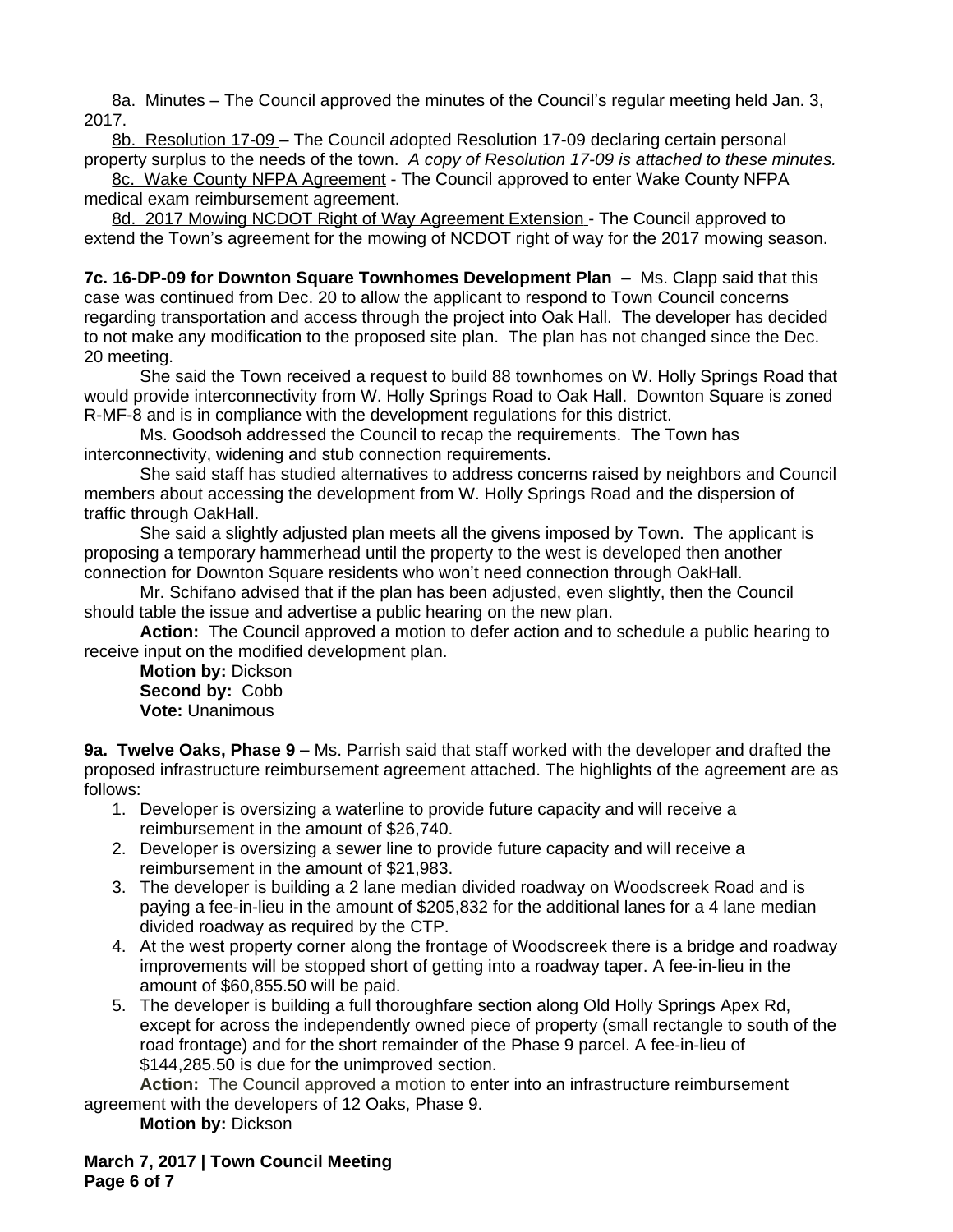8a. Minutes – The Council approved the minutes of the Council's regular meeting held Jan. 3, 2017.

8b. Resolution 17-09 – The Council adopted Resolution 17-09 declaring certain personal property surplus to the needs of the town. *A copy of Resolution 17-09 is attached to these minutes.*

8c. Wake County NFPA Agreement - The Council approved to enter Wake County NFPA medical exam reimbursement agreement.

8d. 2017 Mowing NCDOT Right of Way Agreement Extension - The Council approved to extend the Town's agreement for the mowing of NCDOT right of way for the 2017 mowing season.

**7c. 16-DP-09 for Downton Square Townhomes Development Plan** – Ms. Clapp said that this case was continued from Dec. 20 to allow the applicant to respond to Town Council concerns regarding transportation and access through the project into Oak Hall. The developer has decided to not make any modification to the proposed site plan. The plan has not changed since the Dec. 20 meeting.

She said the Town received a request to build 88 townhomes on W. Holly Springs Road that would provide interconnectivity from W. Holly Springs Road to Oak Hall. Downton Square is zoned R-MF-8 and is in compliance with the development regulations for this district.

Ms. Goodsoh addressed the Council to recap the requirements. The Town has interconnectivity, widening and stub connection requirements.

She said staff has studied alternatives to address concerns raised by neighbors and Council members about accessing the development from W. Holly Springs Road and the dispersion of traffic through OakHall.

She said a slightly adjusted plan meets all the givens imposed by Town. The applicant is proposing a temporary hammerhead until the property to the west is developed then another connection for Downton Square residents who won't need connection through OakHall.

Mr. Schifano advised that if the plan has been adjusted, even slightly, then the Council should table the issue and advertise a public hearing on the new plan.

**Action:** The Council approved a motion to defer action and to schedule a public hearing to receive input on the modified development plan.

**Motion by:** Dickson
**Second by:** Cobb
**Vote:** Unanimous

**9a. Twelve Oaks, Phase 9 –** Ms. Parrish said that staff worked with the developer and drafted the proposed infrastructure reimbursement agreement attached. The highlights of the agreement are as follows:

1. Developer is oversizing a waterline to provide future capacity and will receive a reimbursement in the amount of $26,740.
2. Developer is oversizing a sewer line to provide future capacity and will receive a reimbursement in the amount of $21,983.
3. The developer is building a 2 lane median divided roadway on Woodscreek Road and is paying a fee-in-lieu in the amount of $205,832 for the additional lanes for a 4 lane median divided roadway as required by the CTP.
4. At the west property corner along the frontage of Woodscreek there is a bridge and roadway improvements will be stopped short of getting into a roadway taper. A fee-in-lieu in the amount of $60,855.50 will be paid.
5. The developer is building a full thoroughfare section along Old Holly Springs Apex Rd, except for across the independently owned piece of property (small rectangle to south of the road frontage) and for the short remainder of the Phase 9 parcel. A fee-in-lieu of $144,285.50 is due for the unimproved section.

**Action:** The Council approved a motion to enter into an infrastructure reimbursement agreement with the developers of 12 Oaks, Phase 9.

**Motion by:** Dickson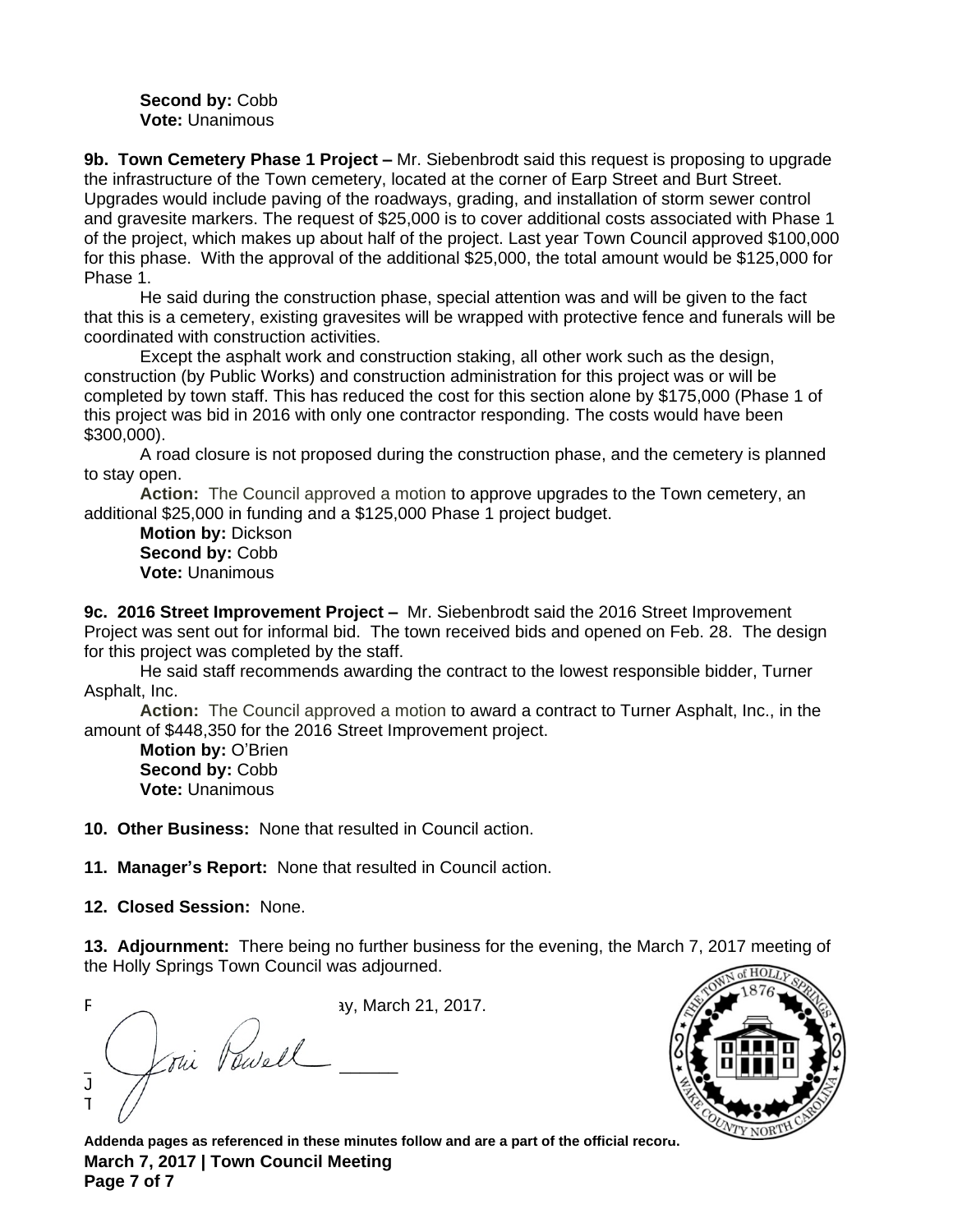**Second by:** Cobb
**Vote:** Unanimous

**9b. Town Cemetery Phase 1 Project –** Mr. Siebenbrodt said this request is proposing to upgrade the infrastructure of the Town cemetery, located at the corner of Earp Street and Burt Street. Upgrades would include paving of the roadways, grading, and installation of storm sewer control and gravesite markers. The request of $25,000 is to cover additional costs associated with Phase 1 of the project, which makes up about half of the project. Last year Town Council approved $100,000 for this phase. With the approval of the additional $25,000, the total amount would be $125,000 for Phase 1.

He said during the construction phase, special attention was and will be given to the fact that this is a cemetery, existing gravesites will be wrapped with protective fence and funerals will be coordinated with construction activities.

Except the asphalt work and construction staking, all other work such as the design, construction (by Public Works) and construction administration for this project was or will be completed by town staff. This has reduced the cost for this section alone by $175,000 (Phase 1 of this project was bid in 2016 with only one contractor responding. The costs would have been $300,000).

A road closure is not proposed during the construction phase, and the cemetery is planned to stay open.

**Action:** The Council approved a motion to approve upgrades to the Town cemetery, an additional $25,000 in funding and a $125,000 Phase 1 project budget.

**Motion by:** Dickson
**Second by:** Cobb
**Vote:** Unanimous

**9c. 2016 Street Improvement Project –** Mr. Siebenbrodt said the 2016 Street Improvement Project was sent out for informal bid. The town received bids and opened on Feb. 28. The design for this project was completed by the staff.

He said staff recommends awarding the contract to the lowest responsible bidder, Turner Asphalt, Inc.

**Action:** The Council approved a motion to award a contract to Turner Asphalt, Inc., in the amount of $448,350 for the 2016 Street Improvement project.

**Motion by:** O'Brien
**Second by:** Cobb
**Vote:** Unanimous

**10. Other Business:** None that resulted in Council action.

**11. Manager's Report:** None that resulted in Council action.

**12. Closed Session:** None.

**13. Adjournment:** There being no further business for the evening, the March 7, 2017 meeting of the Holly Springs Town Council was adjourned.

F ay, March 21, 2017.

_Joni Powell_ _____
J
T

**Addenda pages as referenced in these minutes follow and are a part of the official record.**